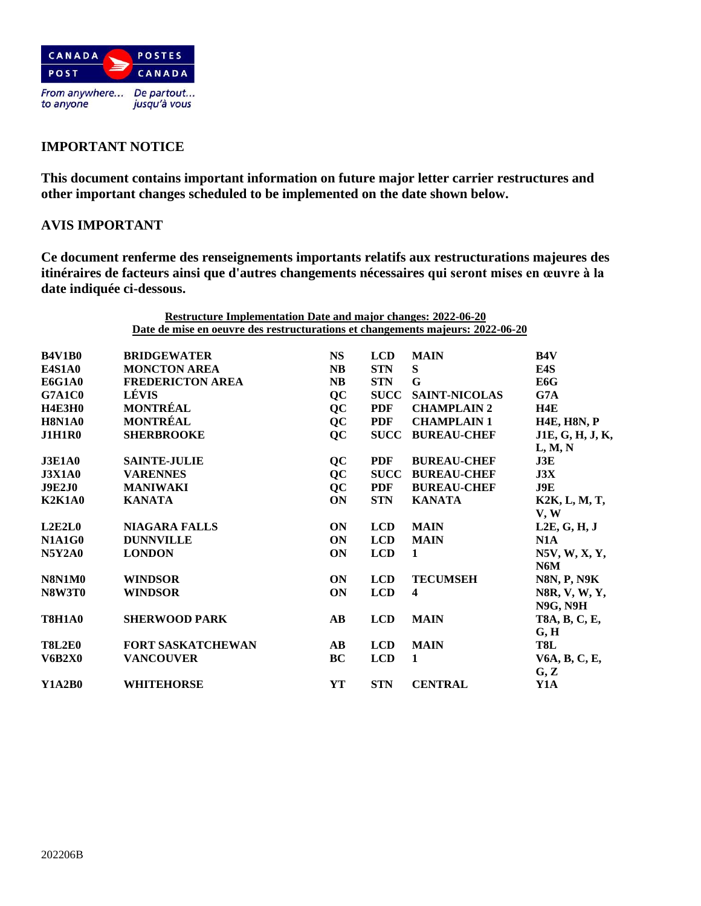CANADA POST / POSTES CANADA

*From anywhere... to anyone* / *De partout... jusqu'à vous*

## IMPORTANT NOTICE

**This document contains important information on future major letter carrier restructures and other important changes scheduled to be implemented on the date shown below.**

## AVIS IMPORTANT

**Ce document renferme des renseignements importants relatifs aux restructurations majeures des itinéraires de facteurs ainsi que d'autres changements nécessaires qui seront mises en œuvre à la date indiquée ci-dessous.**

**Restructure Implementation Date and major changes: 2022-06-20**
**Date de mise en oeuvre des restructurations et changements majeurs: 2022-06-20**

| | | | | | |
|---|---|---|---|---|---|
| **B4V1B0** | **BRIDGEWATER** | **NS** | **LCD** | **MAIN** | **B4V** |
| **E4S1A0** | **MONCTON AREA** | **NB** | **STN** | **S** | **E4S** |
| **E6G1A0** | **FREDERICTON AREA** | **NB** | **STN** | **G** | **E6G** |
| **G7A1C0** | **LÉVIS** | **QC** | **SUCC** | **SAINT-NICOLAS** | **G7A** |
| **H4E3H0** | **MONTRÉAL** | **QC** | **PDF** | **CHAMPLAIN 2** | **H4E** |
| **H8N1A0** | **MONTRÉAL** | **QC** | **PDF** | **CHAMPLAIN 1** | **H4E, H8N, P** |
| **J1H1R0** | **SHERBROOKE** | **QC** | **SUCC** | **BUREAU-CHEF** | **J1E, G, H, J, K, L, M, N** |
| **J3E1A0** | **SAINTE-JULIE** | **QC** | **PDF** | **BUREAU-CHEF** | **J3E** |
| **J3X1A0** | **VARENNES** | **QC** | **SUCC** | **BUREAU-CHEF** | **J3X** |
| **J9E2J0** | **MANIWAKI** | **QC** | **PDF** | **BUREAU-CHEF** | **J9E** |
| **K2K1A0** | **KANATA** | **ON** | **STN** | **KANATA** | **K2K, L, M, T, V, W** |
| **L2E2L0** | **NIAGARA FALLS** | **ON** | **LCD** | **MAIN** | **L2E, G, H, J** |
| **N1A1G0** | **DUNNVILLE** | **ON** | **LCD** | **MAIN** | **N1A** |
| **N5Y2A0** | **LONDON** | **ON** | **LCD** | **1** | **N5V, W, X, Y, N6M** |
| **N8N1M0** | **WINDSOR** | **ON** | **LCD** | **TECUMSEH** | **N8N, P, N9K** |
| **N8W3T0** | **WINDSOR** | **ON** | **LCD** | **4** | **N8R, V, W, Y, N9G, N9H** |
| **T8H1A0** | **SHERWOOD PARK** | **AB** | **LCD** | **MAIN** | **T8A, B, C, E, G, H** |
| **T8L2E0** | **FORT SASKATCHEWAN** | **AB** | **LCD** | **MAIN** | **T8L** |
| **V6B2X0** | **VANCOUVER** | **BC** | **LCD** | **1** | **V6A, B, C, E, G, Z** |
| **Y1A2B0** | **WHITEHORSE** | **YT** | **STN** | **CENTRAL** | **Y1A** |

202206B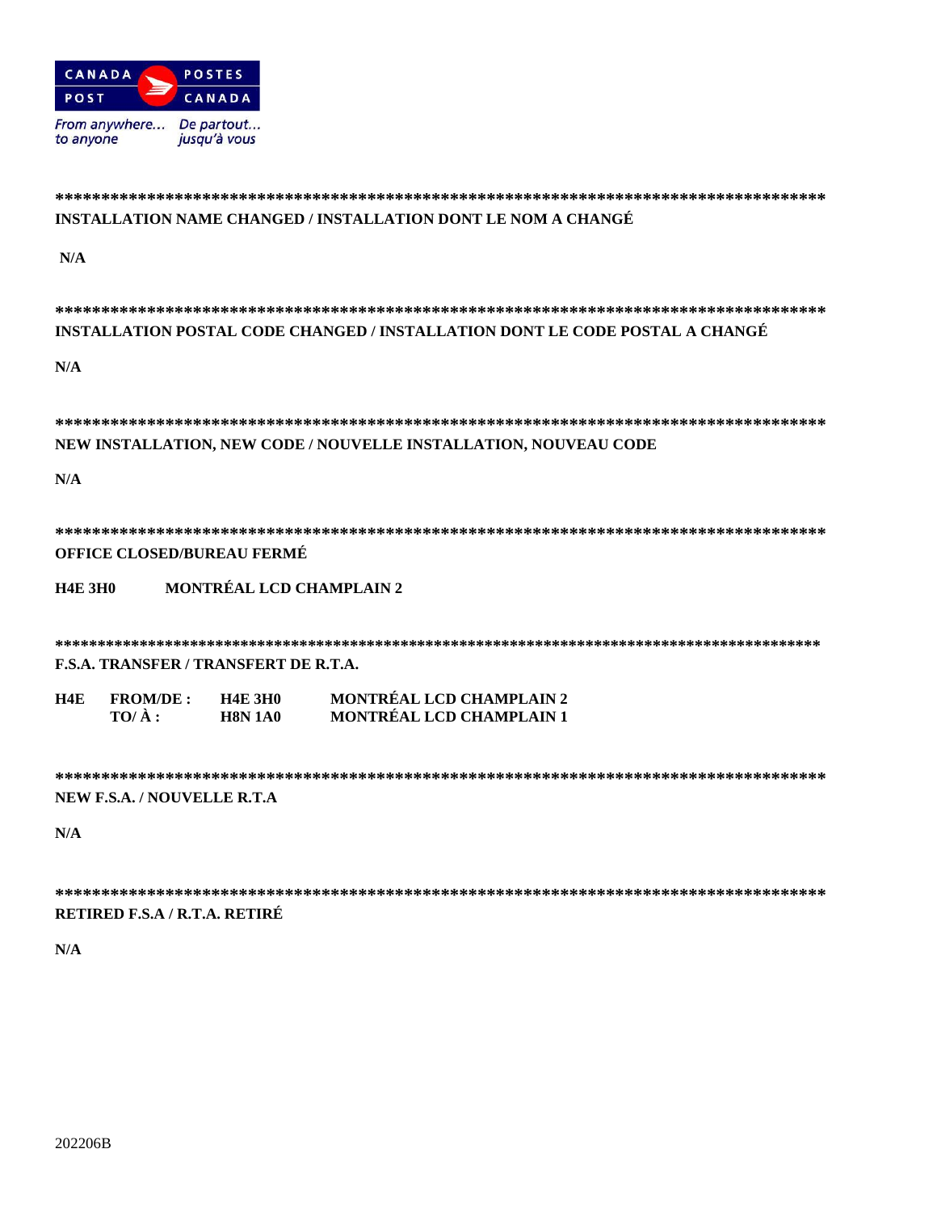**************************************************************************************

**INSTALLATION NAME CHANGED / INSTALLATION DONT LE NOM A CHANGÉ**

**N/A**

**************************************************************************************

**INSTALLATION POSTAL CODE CHANGED / INSTALLATION DONT LE CODE POSTAL A CHANGÉ**

**N/A**

**************************************************************************************

**NEW INSTALLATION, NEW CODE / NOUVELLE INSTALLATION, NOUVEAU CODE**

**N/A**

**************************************************************************************

**OFFICE CLOSED/BUREAU FERMÉ**

**H4E 3H0 MONTRÉAL LCD CHAMPLAIN 2**

**************************************************************************************

**F.S.A. TRANSFER / TRANSFERT DE R.T.A.**

| | | | |
|---|---|---|---|
| **H4E** | **FROM/DE :** | **H4E 3H0** | **MONTRÉAL LCD CHAMPLAIN 2** |
| | **TO/ À :** | **H8N 1A0** | **MONTRÉAL LCD CHAMPLAIN 1** |

**************************************************************************************

**NEW F.S.A. / NOUVELLE R.T.A**

**N/A**

**************************************************************************************

**RETIRED F.S.A / R.T.A. RETIRÉ**

**N/A**

202206B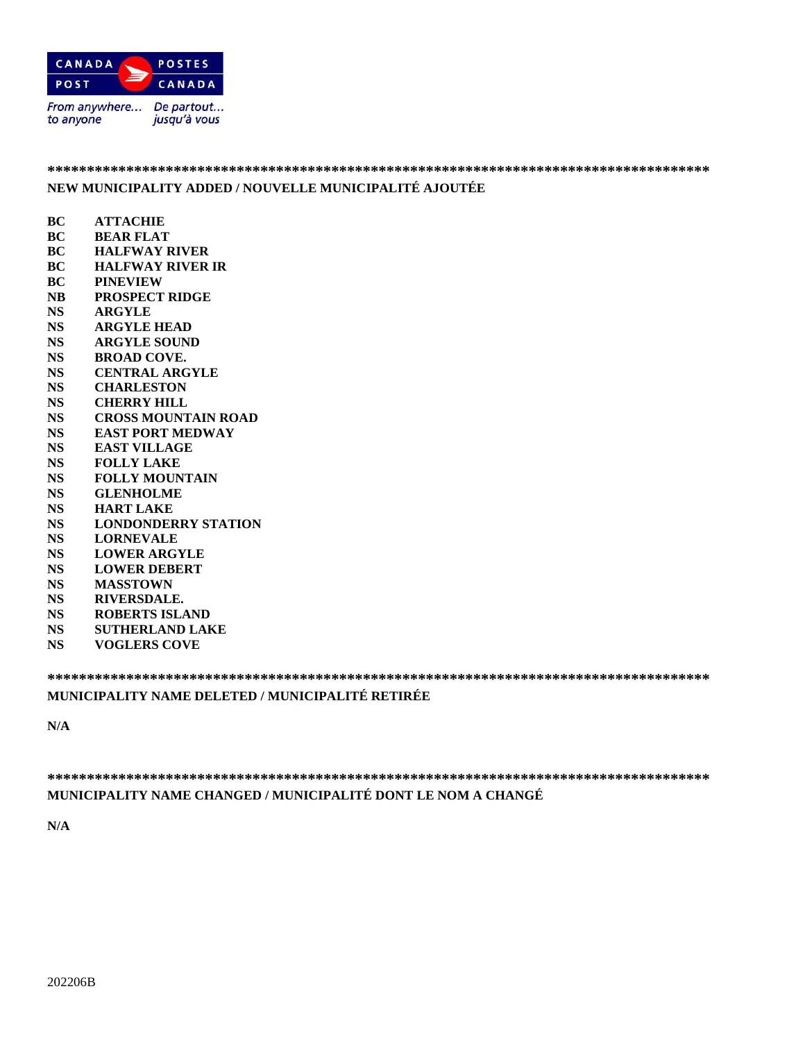CANADA POST POSTES CANADA

*From anywhere... to anyone* *De partout... jusqu'à vous*

****************************************************************************************

**NEW MUNICIPALITY ADDED / NOUVELLE MUNICIPALITÉ AJOUTÉE**

| | |
|---|---|
| **BC** | **ATTACHIE** |
| **BC** | **BEAR FLAT** |
| **BC** | **HALFWAY RIVER** |
| **BC** | **HALFWAY RIVER IR** |
| **BC** | **PINEVIEW** |
| **NB** | **PROSPECT RIDGE** |
| **NS** | **ARGYLE** |
| **NS** | **ARGYLE HEAD** |
| **NS** | **ARGYLE SOUND** |
| **NS** | **BROAD COVE.** |
| **NS** | **CENTRAL ARGYLE** |
| **NS** | **CHARLESTON** |
| **NS** | **CHERRY HILL** |
| **NS** | **CROSS MOUNTAIN ROAD** |
| **NS** | **EAST PORT MEDWAY** |
| **NS** | **EAST VILLAGE** |
| **NS** | **FOLLY LAKE** |
| **NS** | **FOLLY MOUNTAIN** |
| **NS** | **GLENHOLME** |
| **NS** | **HART LAKE** |
| **NS** | **LONDONDERRY STATION** |
| **NS** | **LORNEVALE** |
| **NS** | **LOWER ARGYLE** |
| **NS** | **LOWER DEBERT** |
| **NS** | **MASSTOWN** |
| **NS** | **RIVERSDALE.** |
| **NS** | **ROBERTS ISLAND** |
| **NS** | **SUTHERLAND LAKE** |
| **NS** | **VOGLERS COVE** |

****************************************************************************************

**MUNICIPALITY NAME DELETED / MUNICIPALITÉ RETIRÉE**

**N/A**

****************************************************************************************

**MUNICIPALITY NAME CHANGED / MUNICIPALITÉ DONT LE NOM A CHANGÉ**

**N/A**

202206B